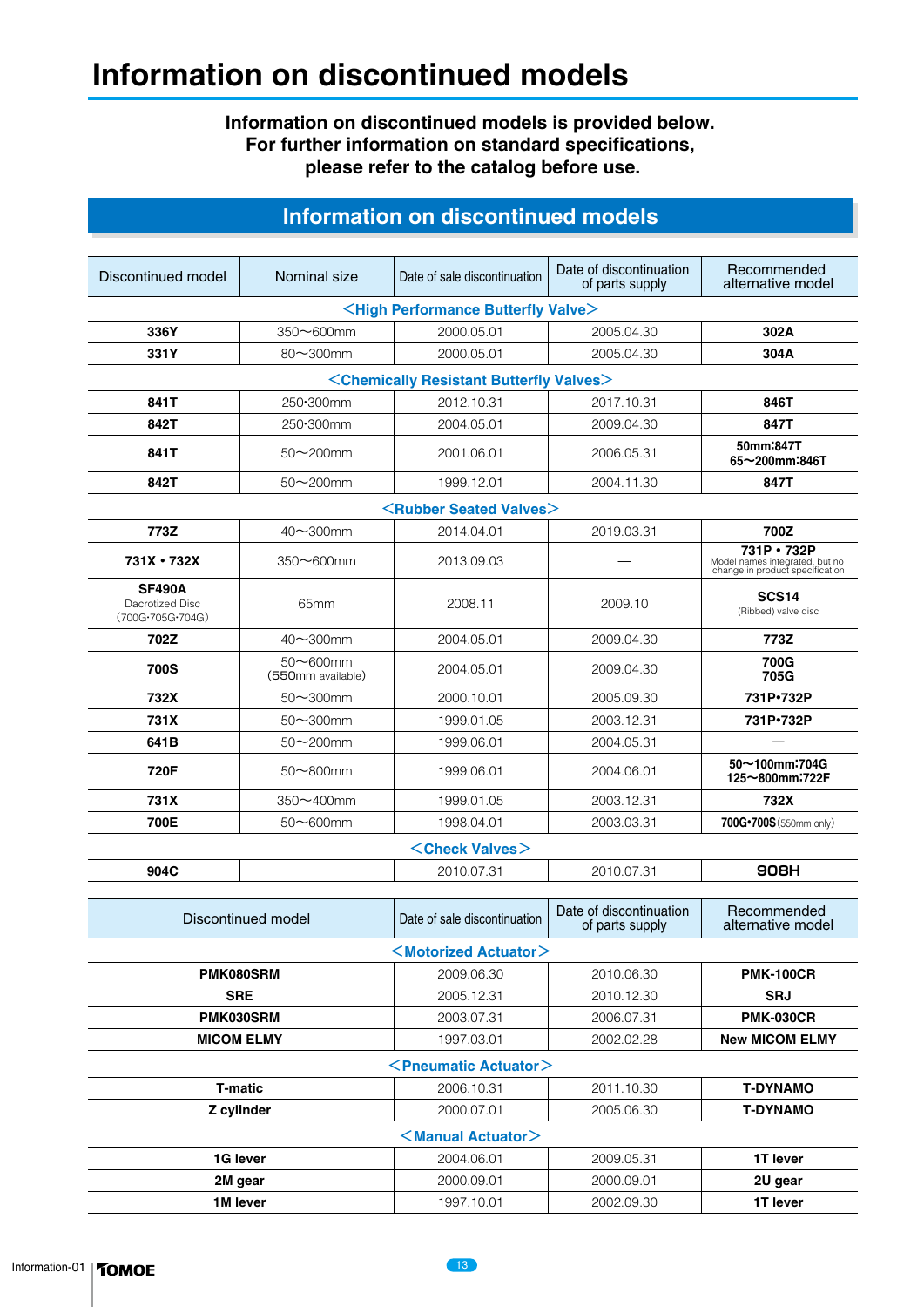# Information on discontinued models

**Information on discontinued models is provided below.**
**For further information on standard specifications,**
**please refer to the catalog before use.**

## Information on discontinued models

| Discontinued model | Nominal size | Date of sale discontinuation | Date of discontinuation of parts supply | Recommended alternative model |
|---|---|---|---|---|
| **<High Performance Butterfly Valve>** | | | | |
| **336Y** | 350〜600mm | 2000.05.01 | 2005.04.30 | **302A** |
| **331Y** | 80〜300mm | 2000.05.01 | 2005.04.30 | **304A** |
| **<Chemically Resistant Butterfly Valves>** | | | | |
| **841T** | 250·300mm | 2012.10.31 | 2017.10.31 | **846T** |
| **842T** | 250·300mm | 2004.05.01 | 2009.04.30 | **847T** |
| **841T** | 50〜200mm | 2001.06.01 | 2006.05.31 | **50mm:847T 65〜200mm:846T** |
| **842T** | 50〜200mm | 1999.12.01 | 2004.11.30 | **847T** |
| **<Rubber Seated Valves>** | | | | |
| **773Z** | 40〜300mm | 2014.04.01 | 2019.03.31 | **700Z** |
| **731X • 732X** | 350〜600mm | 2013.09.03 | — | **731P • 732P** Model names integrated, but no change in product specification |
| **SF490A** Dacrotized Disc (700G·705G·704G) | 65mm | 2008.11 | 2009.10 | **SCS14** (Ribbed) valve disc |
| **702Z** | 40〜300mm | 2004.05.01 | 2009.04.30 | **773Z** |
| **700S** | 50〜600mm (550mm available) | 2004.05.01 | 2009.04.30 | **700G 705G** |
| **732X** | 50〜300mm | 2000.10.01 | 2005.09.30 | **731P•732P** |
| **731X** | 50〜300mm | 1999.01.05 | 2003.12.31 | **731P•732P** |
| **641B** | 50〜200mm | 1999.06.01 | 2004.05.31 | — |
| **720F** | 50〜800mm | 1999.06.01 | 2004.06.01 | **50〜100mm:704G 125〜800mm:722F** |
| **731X** | 350〜400mm | 1999.01.05 | 2003.12.31 | **732X** |
| **700E** | 50〜600mm | 1998.04.01 | 2003.03.31 | **700G•700S** (550mm only) |
| **<Check Valves>** | | | | |
| **904C** | | 2010.07.31 | 2010.07.31 | **908H** |

| Discontinued model | Date of sale discontinuation | Date of discontinuation of parts supply | Recommended alternative model |
|---|---|---|---|
| **<Motorized Actuator>** | | | |
| **PMK080SRM** | 2009.06.30 | 2010.06.30 | **PMK-100CR** |
| **SRE** | 2005.12.31 | 2010.12.30 | **SRJ** |
| **PMK030SRM** | 2003.07.31 | 2006.07.31 | **PMK-030CR** |
| **MICOM ELMY** | 1997.03.01 | 2002.02.28 | **New MICOM ELMY** |
| **<Pneumatic Actuator>** | | | |
| **T-matic** | 2006.10.31 | 2011.10.30 | **T-DYNAMO** |
| **Z cylinder** | 2000.07.01 | 2005.06.30 | **T-DYNAMO** |
| **<Manual Actuator>** | | | |
| **1G lever** | 2004.06.01 | 2009.05.31 | **1T lever** |
| **2M gear** | 2000.09.01 | 2000.09.01 | **2U gear** |
| **1M lever** | 1997.10.01 | 2002.09.30 | **1T lever** |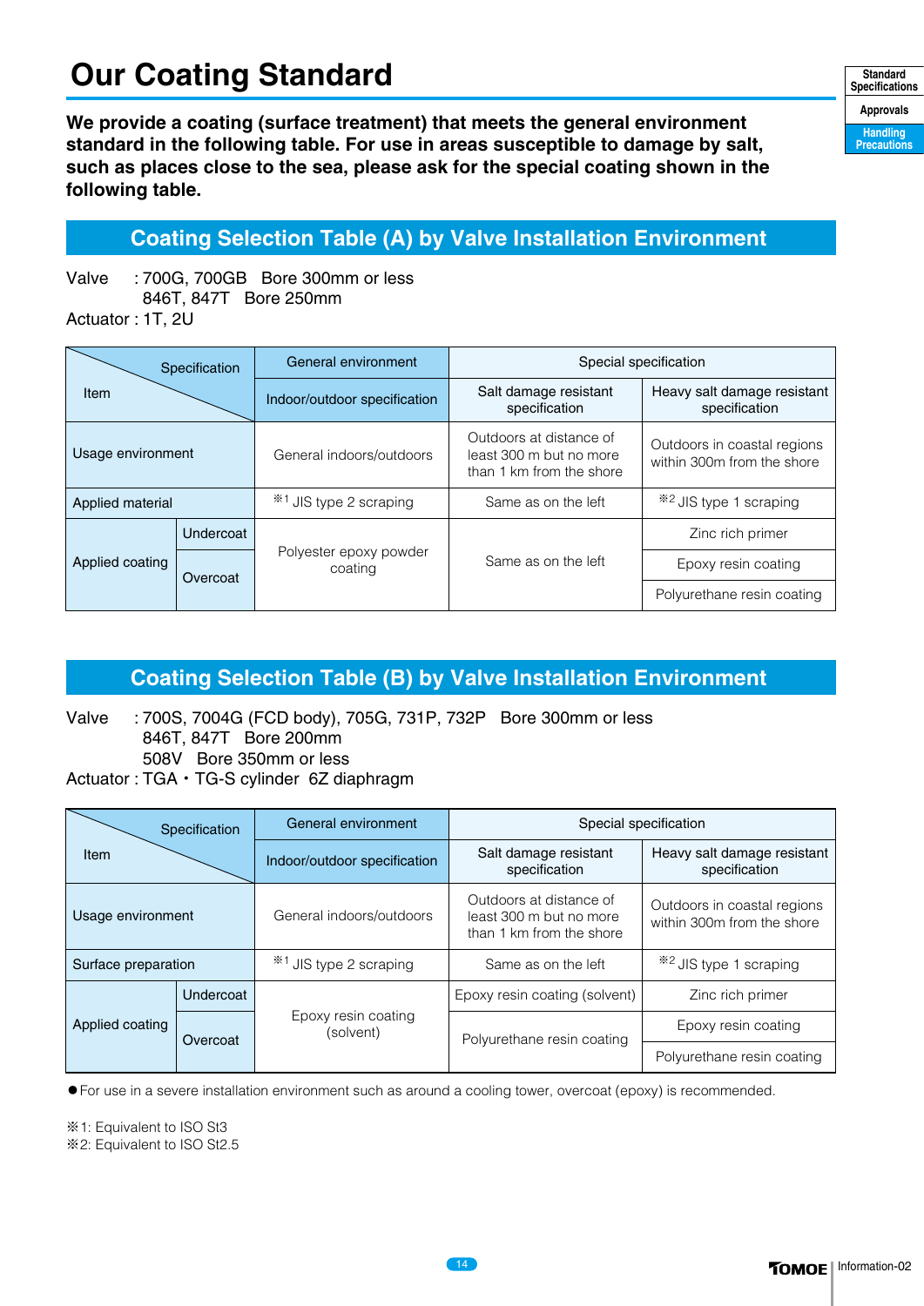# Our Coating Standard

**We provide a coating (surface treatment) that meets the general environment standard in the following table. For use in areas susceptible to damage by salt, such as places close to the sea, please ask for the special coating shown in the following table.**

## Coating Selection Table (A) by Valve Installation Environment

Valve : 700G, 700GB Bore 300mm or less
846T, 847T Bore 250mm
Actuator : 1T, 2U

| Item \ Specification | | General environment | Special specification | |
|---|---|---|---|---|
| | | Indoor/outdoor specification | Salt damage resistant specification | Heavy salt damage resistant specification |
| Usage environment | | General indoors/outdoors | Outdoors at distance of least 300 m but no more than 1 km from the shore | Outdoors in coastal regions within 300m from the shore |
| Applied material | | ※1 JIS type 2 scraping | Same as on the left | ※2 JIS type 1 scraping |
| Applied coating | Undercoat | Polyester epoxy powder coating | Same as on the left | Zinc rich primer |
| | Overcoat | | | Epoxy resin coating |
| | | | | Polyurethane resin coating |

## Coating Selection Table (B) by Valve Installation Environment

Valve : 700S, 7004G (FCD body), 705G, 731P, 732P Bore 300mm or less
846T, 847T Bore 200mm
508V Bore 350mm or less
Actuator : TGA・TG-S cylinder 6Z diaphragm

| Item \ Specification | | General environment | Special specification | |
|---|---|---|---|---|
| | | Indoor/outdoor specification | Salt damage resistant specification | Heavy salt damage resistant specification |
| Usage environment | | General indoors/outdoors | Outdoors at distance of least 300 m but no more than 1 km from the shore | Outdoors in coastal regions within 300m from the shore |
| Surface preparation | | ※1 JIS type 2 scraping | Same as on the left | ※2 JIS type 1 scraping |
| Applied coating | Undercoat | Epoxy resin coating (solvent) | Epoxy resin coating (solvent) | Zinc rich primer |
| | Overcoat | | Polyurethane resin coating | Epoxy resin coating |
| | | | | Polyurethane resin coating |

● For use in a severe installation environment such as around a cooling tower, overcoat (epoxy) is recommended.

※1: Equivalent to ISO St3
※2: Equivalent to ISO St2.5